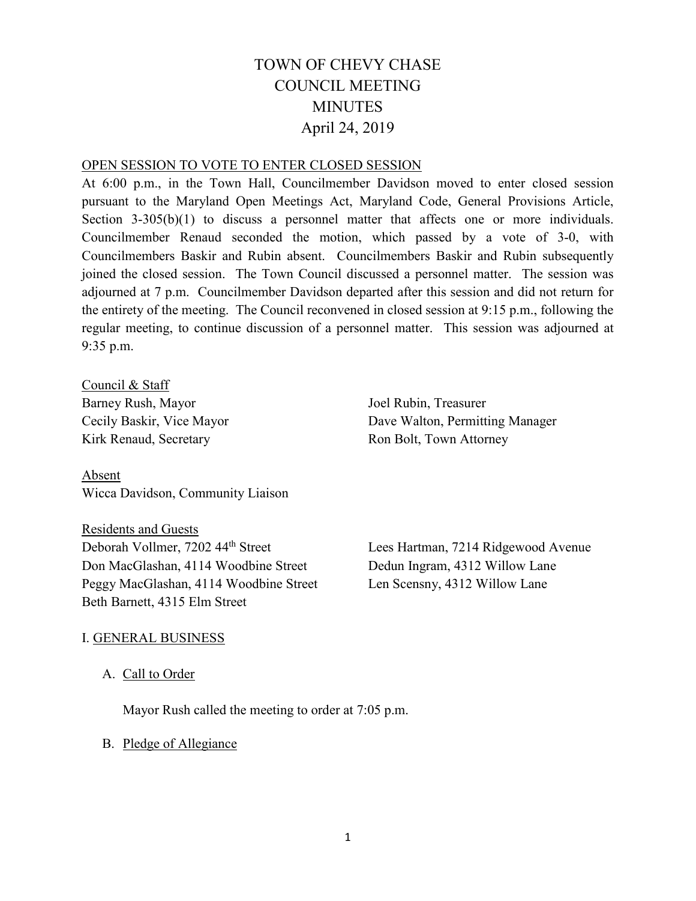# TOWN OF CHEVY CHASE
# COUNCIL MEETING
# MINUTES
# April 24, 2019

OPEN SESSION TO VOTE TO ENTER CLOSED SESSION

At 6:00 p.m., in the Town Hall, Councilmember Davidson moved to enter closed session pursuant to the Maryland Open Meetings Act, Maryland Code, General Provisions Article, Section 3-305(b)(1) to discuss a personnel matter that affects one or more individuals. Councilmember Renaud seconded the motion, which passed by a vote of 3-0, with Councilmembers Baskir and Rubin absent. Councilmembers Baskir and Rubin subsequently joined the closed session. The Town Council discussed a personnel matter. The session was adjourned at 7 p.m. Councilmember Davidson departed after this session and did not return for the entirety of the meeting. The Council reconvened in closed session at 9:15 p.m., following the regular meeting, to continue discussion of a personnel matter. This session was adjourned at 9:35 p.m.

Council & Staff

Barney Rush, Mayor
Cecily Baskir, Vice Mayor
Kirk Renaud, Secretary
Joel Rubin, Treasurer
Dave Walton, Permitting Manager
Ron Bolt, Town Attorney

Absent

Wicca Davidson, Community Liaison

Residents and Guests

Deborah Vollmer, 7202 44th Street
Don MacGlashan, 4114 Woodbine Street
Peggy MacGlashan, 4114 Woodbine Street
Beth Barnett, 4315 Elm Street
Lees Hartman, 7214 Ridgewood Avenue
Dedun Ingram, 4312 Willow Lane
Len Scensny, 4312 Willow Lane

I. GENERAL BUSINESS

A. Call to Order

Mayor Rush called the meeting to order at 7:05 p.m.

B. Pledge of Allegiance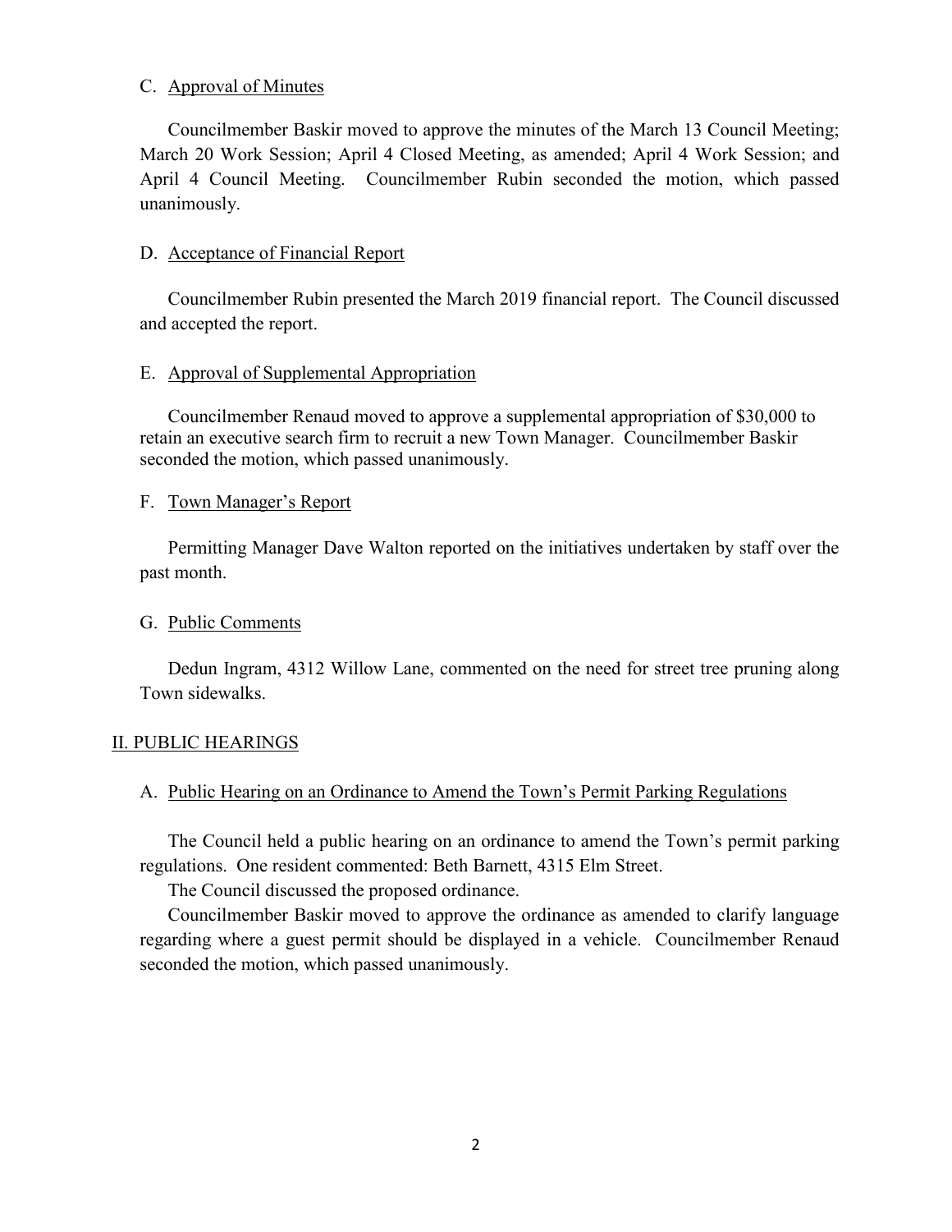C. Approval of Minutes

Councilmember Baskir moved to approve the minutes of the March 13 Council Meeting; March 20 Work Session; April 4 Closed Meeting, as amended; April 4 Work Session; and April 4 Council Meeting. Councilmember Rubin seconded the motion, which passed unanimously.

D. Acceptance of Financial Report

Councilmember Rubin presented the March 2019 financial report. The Council discussed and accepted the report.

E. Approval of Supplemental Appropriation

Councilmember Renaud moved to approve a supplemental appropriation of $30,000 to retain an executive search firm to recruit a new Town Manager. Councilmember Baskir seconded the motion, which passed unanimously.

F. Town Manager's Report

Permitting Manager Dave Walton reported on the initiatives undertaken by staff over the past month.

G. Public Comments

Dedun Ingram, 4312 Willow Lane, commented on the need for street tree pruning along Town sidewalks.

## II. PUBLIC HEARINGS

A. Public Hearing on an Ordinance to Amend the Town's Permit Parking Regulations

The Council held a public hearing on an ordinance to amend the Town's permit parking regulations. One resident commented: Beth Barnett, 4315 Elm Street.

The Council discussed the proposed ordinance.

Councilmember Baskir moved to approve the ordinance as amended to clarify language regarding where a guest permit should be displayed in a vehicle. Councilmember Renaud seconded the motion, which passed unanimously.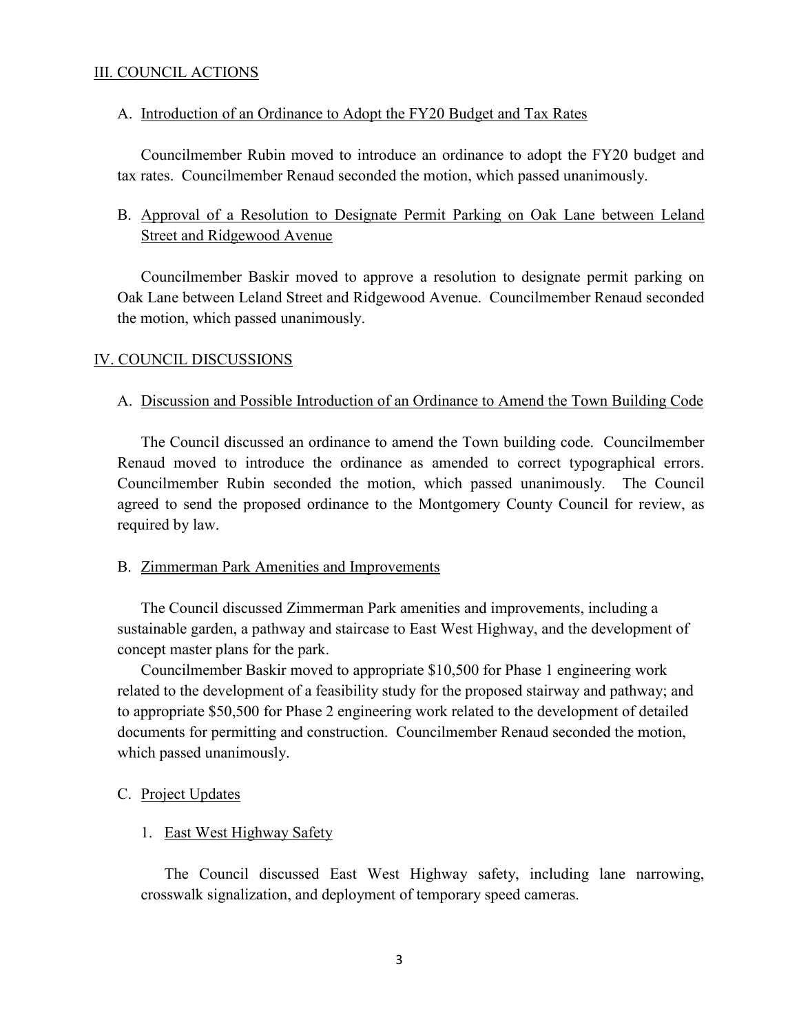## III. COUNCIL ACTIONS

### A. Introduction of an Ordinance to Adopt the FY20 Budget and Tax Rates

Councilmember Rubin moved to introduce an ordinance to adopt the FY20 budget and tax rates. Councilmember Renaud seconded the motion, which passed unanimously.

### B. Approval of a Resolution to Designate Permit Parking on Oak Lane between Leland Street and Ridgewood Avenue

Councilmember Baskir moved to approve a resolution to designate permit parking on Oak Lane between Leland Street and Ridgewood Avenue. Councilmember Renaud seconded the motion, which passed unanimously.

## IV. COUNCIL DISCUSSIONS

### A. Discussion and Possible Introduction of an Ordinance to Amend the Town Building Code

The Council discussed an ordinance to amend the Town building code. Councilmember Renaud moved to introduce the ordinance as amended to correct typographical errors. Councilmember Rubin seconded the motion, which passed unanimously. The Council agreed to send the proposed ordinance to the Montgomery County Council for review, as required by law.

### B. Zimmerman Park Amenities and Improvements

The Council discussed Zimmerman Park amenities and improvements, including a sustainable garden, a pathway and staircase to East West Highway, and the development of concept master plans for the park.

Councilmember Baskir moved to appropriate $10,500 for Phase 1 engineering work related to the development of a feasibility study for the proposed stairway and pathway; and to appropriate $50,500 for Phase 2 engineering work related to the development of detailed documents for permitting and construction. Councilmember Renaud seconded the motion, which passed unanimously.

### C. Project Updates

#### 1. East West Highway Safety

The Council discussed East West Highway safety, including lane narrowing, crosswalk signalization, and deployment of temporary speed cameras.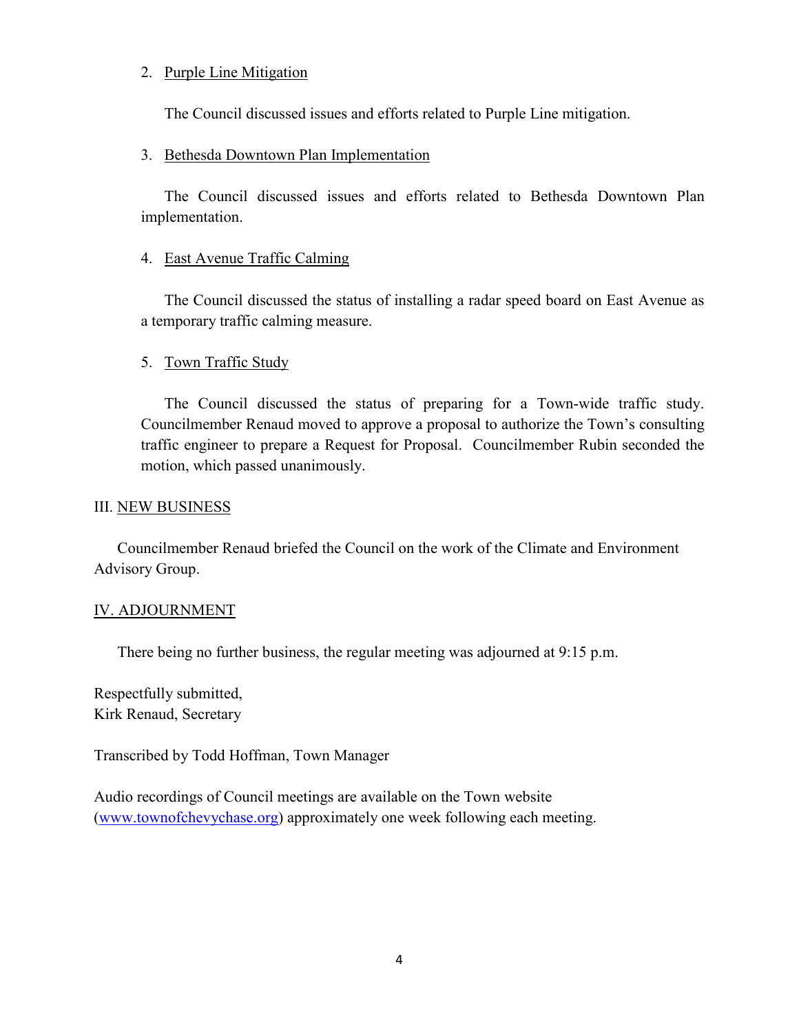2. <u>Purple Line Mitigation</u>

   The Council discussed issues and efforts related to Purple Line mitigation.

3. <u>Bethesda Downtown Plan Implementation</u>

   The Council discussed issues and efforts related to Bethesda Downtown Plan implementation.

4. <u>East Avenue Traffic Calming</u>

   The Council discussed the status of installing a radar speed board on East Avenue as a temporary traffic calming measure.

5. <u>Town Traffic Study</u>

   The Council discussed the status of preparing for a Town-wide traffic study. Councilmember Renaud moved to approve a proposal to authorize the Town's consulting traffic engineer to prepare a Request for Proposal. Councilmember Rubin seconded the motion, which passed unanimously.

## III. NEW BUSINESS

Councilmember Renaud briefed the Council on the work of the Climate and Environment Advisory Group.

## IV. ADJOURNMENT

There being no further business, the regular meeting was adjourned at 9:15 p.m.

Respectfully submitted,
Kirk Renaud, Secretary

Transcribed by Todd Hoffman, Town Manager

Audio recordings of Council meetings are available on the Town website (www.townofchevychase.org) approximately one week following each meeting.